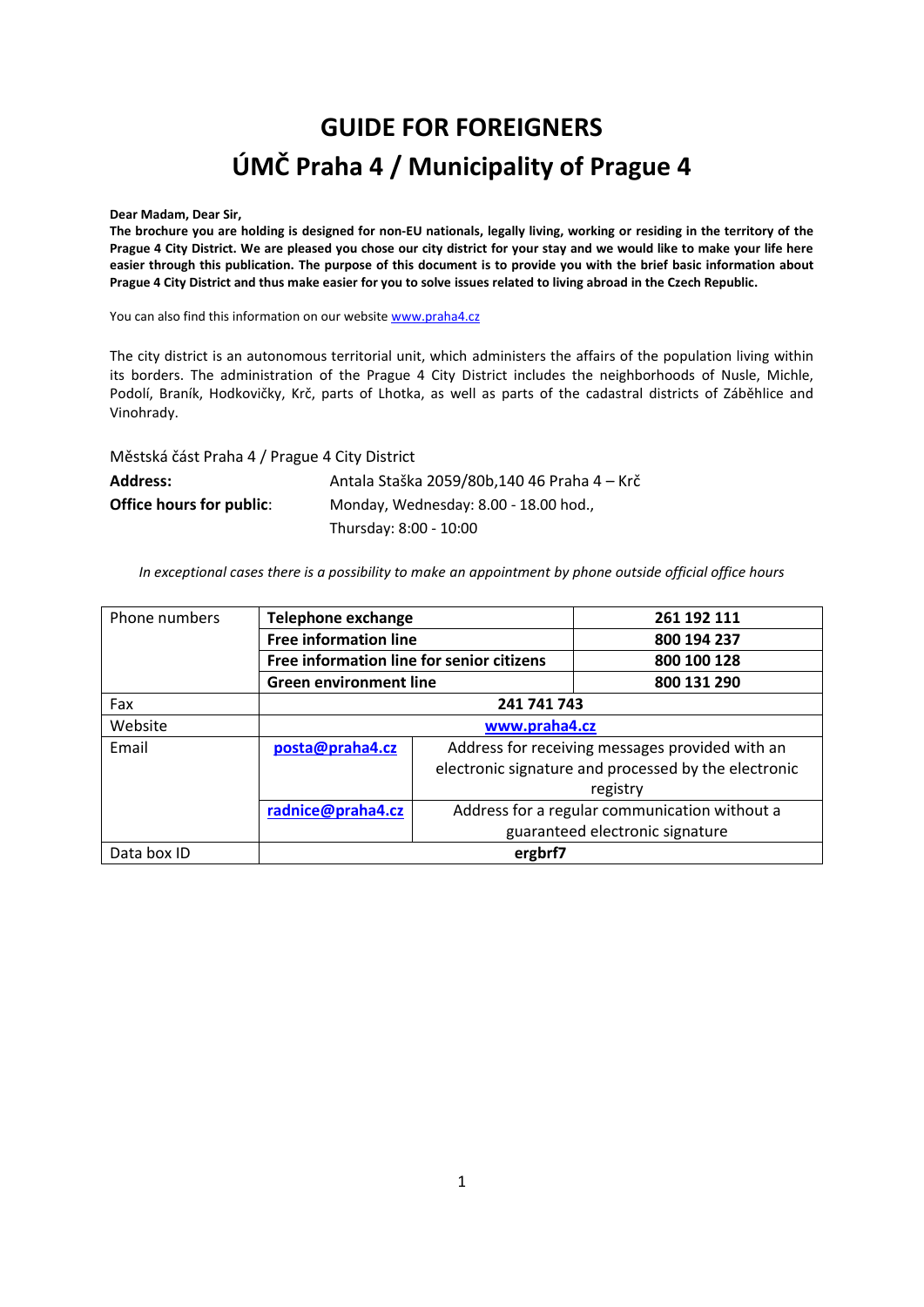# GUIDE FOR FOREIGNERS

# ÚMČ Praha 4 / Municipality of Prague 4

**Dear Madam, Dear Sir,**

**The brochure you are holding is designed for non-EU nationals, legally living, working or residing in the territory of the Prague 4 City District. We are pleased you chose our city district for your stay and we would like to make your life here easier through this publication. The purpose of this document is to provide you with the brief basic information about Prague 4 City District and thus make easier for you to solve issues related to living abroad in the Czech Republic.**

You can also find this information on our website www.praha4.cz

The city district is an autonomous territorial unit, which administers the affairs of the population living within its borders. The administration of the Prague 4 City District includes the neighborhoods of Nusle, Michle, Podolí, Braník, Hodkovičky, Krč, parts of Lhotka, as well as parts of the cadastral districts of Záběhlice and Vinohrady.

Městská část Praha 4 / Prague 4 City District

| | |
|---|---|
| **Address:** | Antala Staška 2059/80b,140 46 Praha 4 – Krč |
| **Office hours for public**: | Monday, Wednesday: 8.00 - 18.00 hod., |
| | Thursday: 8:00 - 10:00 |

*In exceptional cases there is a possibility to make an appointment by phone outside official office hours*

| | | |
|---|---|---|
| Phone numbers | **Telephone exchange** | **261 192 111** |
| | **Free information line** | **800 194 237** |
| | **Free information line for senior citizens** | **800 100 128** |
| | **Green environment line** | **800 131 290** |
| Fax | **241 741 743** | |
| Website | **www.praha4.cz** | |
| Email | **posta@praha4.cz** | Address for receiving messages provided with an electronic signature and processed by the electronic registry |
| | **radnice@praha4.cz** | Address for a regular communication without a guaranteed electronic signature |
| Data box ID | **ergbrf7** | |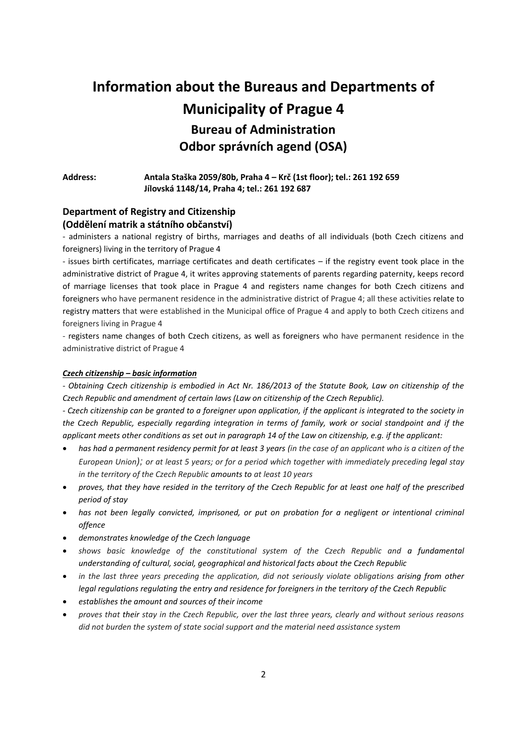# Information about the Bureaus and Departments of Municipality of Prague 4

## Bureau of Administration
## Odbor správních agend (OSA)

**Address:** **Antala Staška 2059/80b, Praha 4 – Krč (1st floor); tel.: 261 192 659**
**Jílovská 1148/14, Praha 4; tel.: 261 192 687**

### Department of Registry and Citizenship (Oddělení matrik a státního občanství)

- administers a national registry of births, marriages and deaths of all individuals (both Czech citizens and foreigners) living in the territory of Prague 4

- issues birth certificates, marriage certificates and death certificates – if the registry event took place in the administrative district of Prague 4, it writes approving statements of parents regarding paternity, keeps record of marriage licenses that took place in Prague 4 and registers name changes for both Czech citizens and foreigners who have permanent residence in the administrative district of Prague 4; all these activities relate to registry matters that were established in the Municipal office of Prague 4 and apply to both Czech citizens and foreigners living in Prague 4

- registers name changes of both Czech citizens, as well as foreigners who have permanent residence in the administrative district of Prague 4

***Czech citizenship – basic information***

*- Obtaining Czech citizenship is embodied in Act Nr. 186/2013 of the Statute Book, Law on citizenship of the Czech Republic and amendment of certain laws (Law on citizenship of the Czech Republic).*

*- Czech citizenship can be granted to a foreigner upon application, if the applicant is integrated to the society in the Czech Republic, especially regarding integration in terms of family, work or social standpoint and if the applicant meets other conditions as set out in paragraph 14 of the Law on citizenship, e.g. if the applicant:*

- *has had a permanent residency permit for at least 3 years (in the case of an applicant who is a citizen of the European Union); or at least 5 years; or for a period which together with immediately preceding legal stay in the territory of the Czech Republic amounts to at least 10 years*
- *proves, that they have resided in the territory of the Czech Republic for at least one half of the prescribed period of stay*
- *has not been legally convicted, imprisoned, or put on probation for a negligent or intentional criminal offence*
- *demonstrates knowledge of the Czech language*
- *shows basic knowledge of the constitutional system of the Czech Republic and a fundamental understanding of cultural, social, geographical and historical facts about the Czech Republic*
- *in the last three years preceding the application, did not seriously violate obligations arising from other legal regulations regulating the entry and residence for foreigners in the territory of the Czech Republic*
- *establishes the amount and sources of their income*
- *proves that their stay in the Czech Republic, over the last three years, clearly and without serious reasons did not burden the system of state social support and the material need assistance system*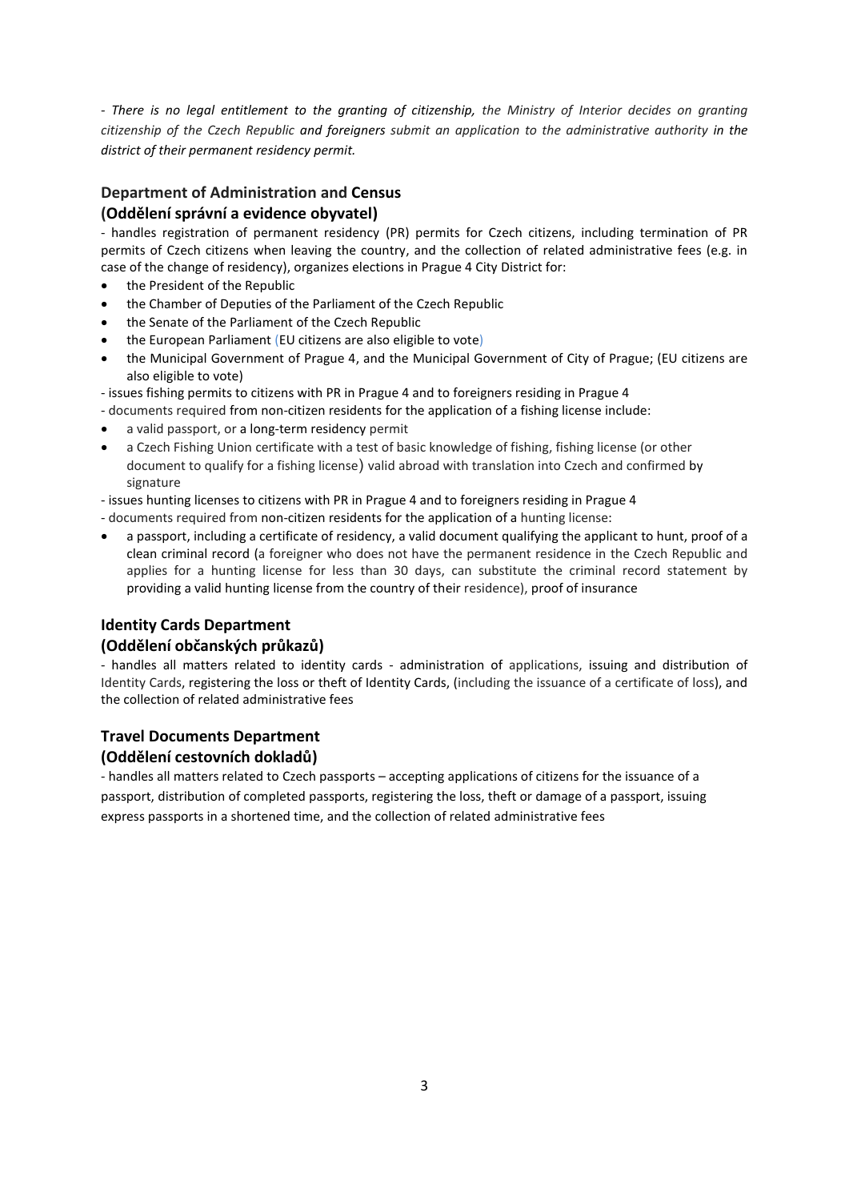- *There is no legal entitlement to the granting of citizenship, the Ministry of Interior decides on granting citizenship of the Czech Republic and foreigners submit an application to the administrative authority in the district of their permanent residency permit.*

### Department of Administration and Census
### (Oddělení správní a evidence obyvatel)

- handles registration of permanent residency (PR) permits for Czech citizens, including termination of PR permits of Czech citizens when leaving the country, and the collection of related administrative fees (e.g. in case of the change of residency), organizes elections in Prague 4 City District for:

- the President of the Republic
- the Chamber of Deputies of the Parliament of the Czech Republic
- the Senate of the Parliament of the Czech Republic
- the European Parliament (EU citizens are also eligible to vote)
- the Municipal Government of Prague 4, and the Municipal Government of City of Prague; (EU citizens are also eligible to vote)

- issues fishing permits to citizens with PR in Prague 4 and to foreigners residing in Prague 4

- documents required from non-citizen residents for the application of a fishing license include:

- a valid passport, or a long-term residency permit
- a Czech Fishing Union certificate with a test of basic knowledge of fishing, fishing license (or other document to qualify for a fishing license) valid abroad with translation into Czech and confirmed by signature

- issues hunting licenses to citizens with PR in Prague 4 and to foreigners residing in Prague 4

- documents required from non-citizen residents for the application of a hunting license:

- a passport, including a certificate of residency, a valid document qualifying the applicant to hunt, proof of a clean criminal record (a foreigner who does not have the permanent residence in the Czech Republic and applies for a hunting license for less than 30 days, can substitute the criminal record statement by providing a valid hunting license from the country of their residence), proof of insurance

### Identity Cards Department
### (Oddělení občanských průkazů)

- handles all matters related to identity cards - administration of applications, issuing and distribution of Identity Cards, registering the loss or theft of Identity Cards, (including the issuance of a certificate of loss), and the collection of related administrative fees

### Travel Documents Department
### (Oddělení cestovních dokladů)

- handles all matters related to Czech passports – accepting applications of citizens for the issuance of a passport, distribution of completed passports, registering the loss, theft or damage of a passport, issuing express passports in a shortened time, and the collection of related administrative fees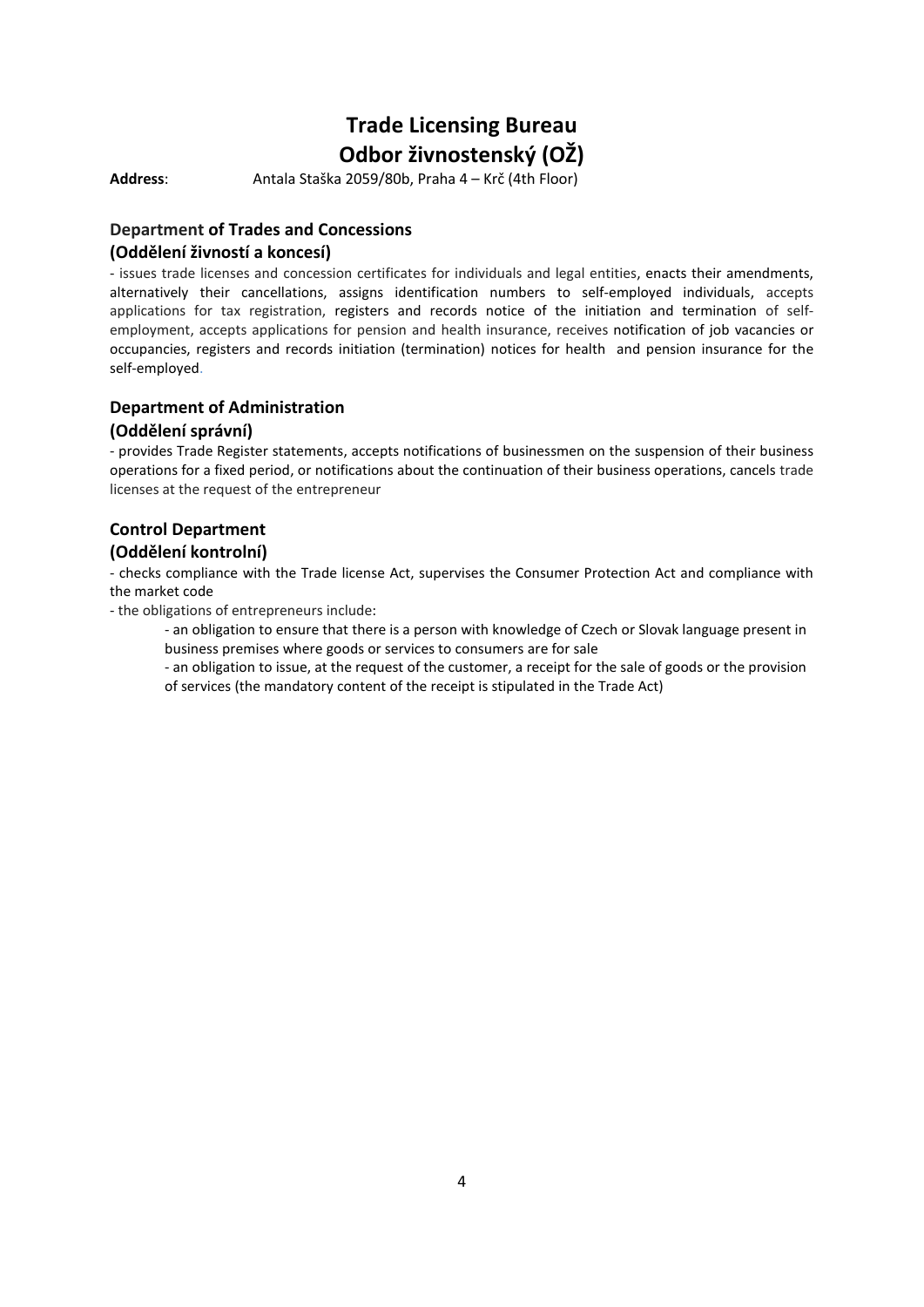# Trade Licensing Bureau
# Odbor živnostenský (OŽ)

**Address**: Antala Staška 2059/80b, Praha 4 – Krč (4th Floor)

### Department of Trades and Concessions
### (Oddělení živností a koncesí)

- issues trade licenses and concession certificates for individuals and legal entities, enacts their amendments, alternatively their cancellations, assigns identification numbers to self-employed individuals, accepts applications for tax registration, registers and records notice of the initiation and termination of self-employment, accepts applications for pension and health insurance, receives notification of job vacancies or occupancies, registers and records initiation (termination) notices for health and pension insurance for the self-employed.

### Department of Administration
### (Oddělení správní)

- provides Trade Register statements, accepts notifications of businessmen on the suspension of their business operations for a fixed period, or notifications about the continuation of their business operations, cancels trade licenses at the request of the entrepreneur

### Control Department
### (Oddělení kontrolní)

- checks compliance with the Trade license Act, supervises the Consumer Protection Act and compliance with the market code
- the obligations of entrepreneurs include:
  - an obligation to ensure that there is a person with knowledge of Czech or Slovak language present in business premises where goods or services to consumers are for sale
  - an obligation to issue, at the request of the customer, a receipt for the sale of goods or the provision of services (the mandatory content of the receipt is stipulated in the Trade Act)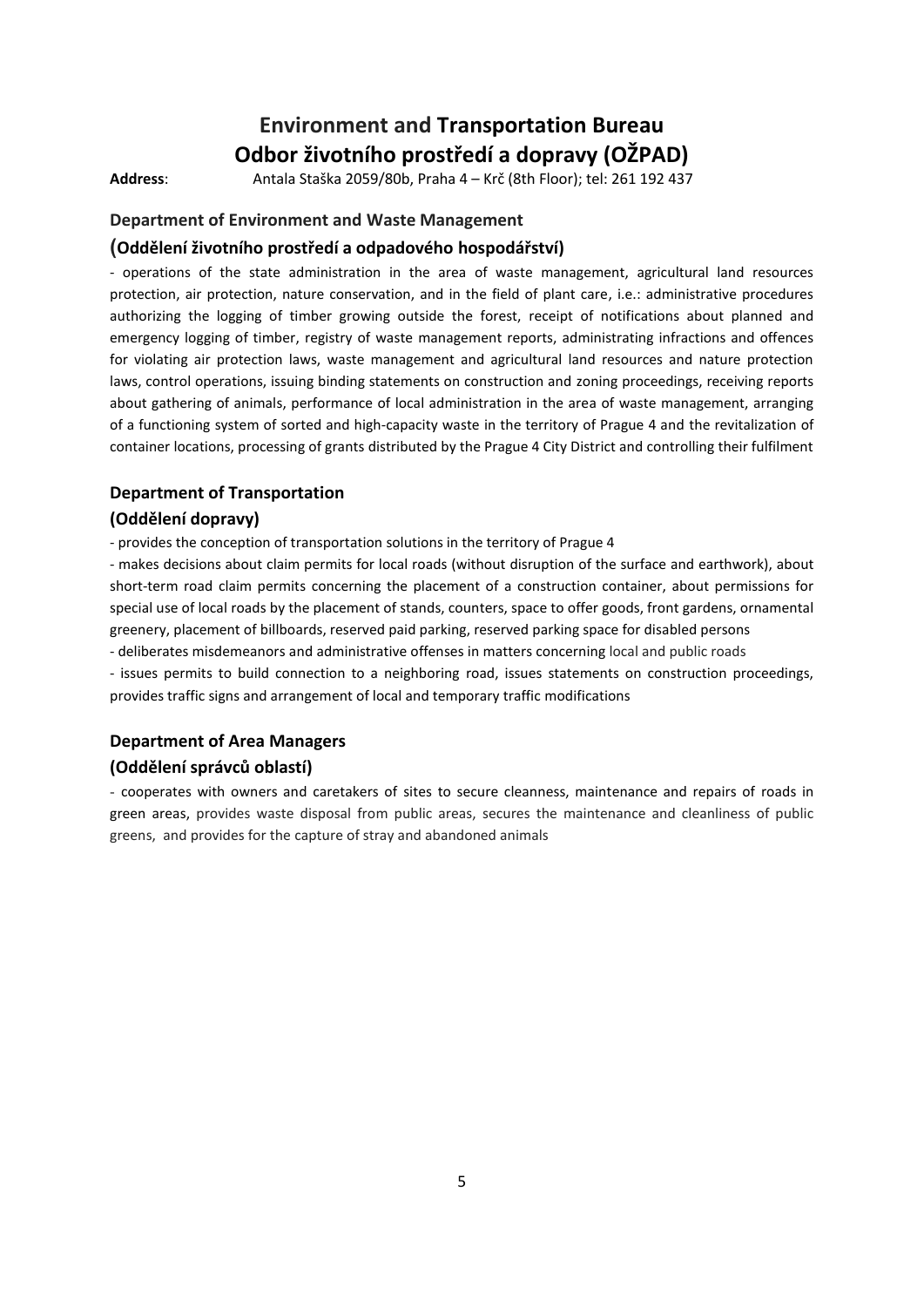# Environment and Transportation Bureau
# Odbor životního prostředí a dopravy (OŽPAD)

**Address**: Antala Staška 2059/80b, Praha 4 – Krč (8th Floor); tel: 261 192 437

### Department of Environment and Waste Management

### (Oddělení životního prostředí a odpadového hospodářství)

- operations of the state administration in the area of waste management, agricultural land resources protection, air protection, nature conservation, and in the field of plant care, i.e.: administrative procedures authorizing the logging of timber growing outside the forest, receipt of notifications about planned and emergency logging of timber, registry of waste management reports, administrating infractions and offences for violating air protection laws, waste management and agricultural land resources and nature protection laws, control operations, issuing binding statements on construction and zoning proceedings, receiving reports about gathering of animals, performance of local administration in the area of waste management, arranging of a functioning system of sorted and high-capacity waste in the territory of Prague 4 and the revitalization of container locations, processing of grants distributed by the Prague 4 City District and controlling their fulfilment

### Department of Transportation

### (Oddělení dopravy)

- provides the conception of transportation solutions in the territory of Prague 4
- makes decisions about claim permits for local roads (without disruption of the surface and earthwork), about short-term road claim permits concerning the placement of a construction container, about permissions for special use of local roads by the placement of stands, counters, space to offer goods, front gardens, ornamental greenery, placement of billboards, reserved paid parking, reserved parking space for disabled persons
- deliberates misdemeanors and administrative offenses in matters concerning local and public roads
- issues permits to build connection to a neighboring road, issues statements on construction proceedings, provides traffic signs and arrangement of local and temporary traffic modifications

### Department of Area Managers

### (Oddělení správců oblastí)

- cooperates with owners and caretakers of sites to secure cleanness, maintenance and repairs of roads in green areas, provides waste disposal from public areas, secures the maintenance and cleanliness of public greens, and provides for the capture of stray and abandoned animals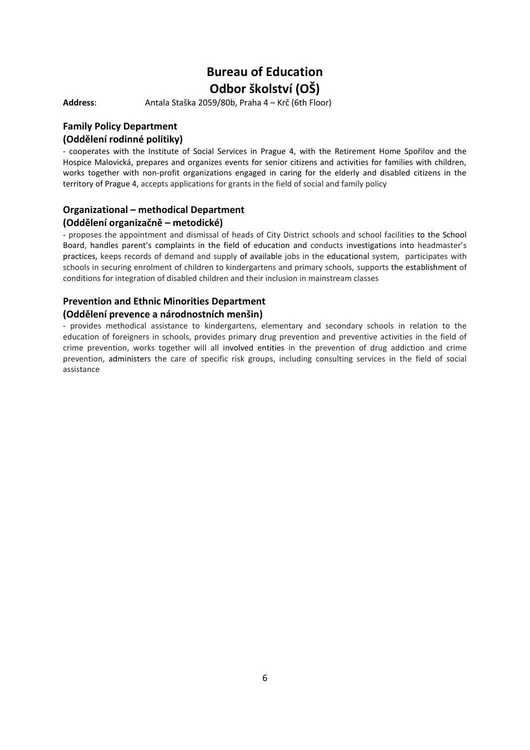# Bureau of Education
# Odbor školství (OŠ)

**Address**: Antala Staška 2059/80b, Praha 4 – Krč (6th Floor)

### Family Policy Department
### (Oddělení rodinné politiky)

- cooperates with the Institute of Social Services in Prague 4, with the Retirement Home Spořilov and the Hospice Malovická, prepares and organizes events for senior citizens and activities for families with children, works together with non-profit organizations engaged in caring for the elderly and disabled citizens in the territory of Prague 4, accepts applications for grants in the field of social and family policy

### Organizational – methodical Department
### (Oddělení organizačně – metodické)

- proposes the appointment and dismissal of heads of City District schools and school facilities to the School Board, handles parent's complaints in the field of education and conducts investigations into headmaster's practices, keeps records of demand and supply of available jobs in the educational system, participates with schools in securing enrolment of children to kindergartens and primary schools, supports the establishment of conditions for integration of disabled children and their inclusion in mainstream classes

### Prevention and Ethnic Minorities Department
### (Oddělení prevence a národnostních menšin)

- provides methodical assistance to kindergartens, elementary and secondary schools in relation to the education of foreigners in schools, provides primary drug prevention and preventive activities in the field of crime prevention, works together will all involved entities in the prevention of drug addiction and crime prevention, administers the care of specific risk groups, including consulting services in the field of social assistance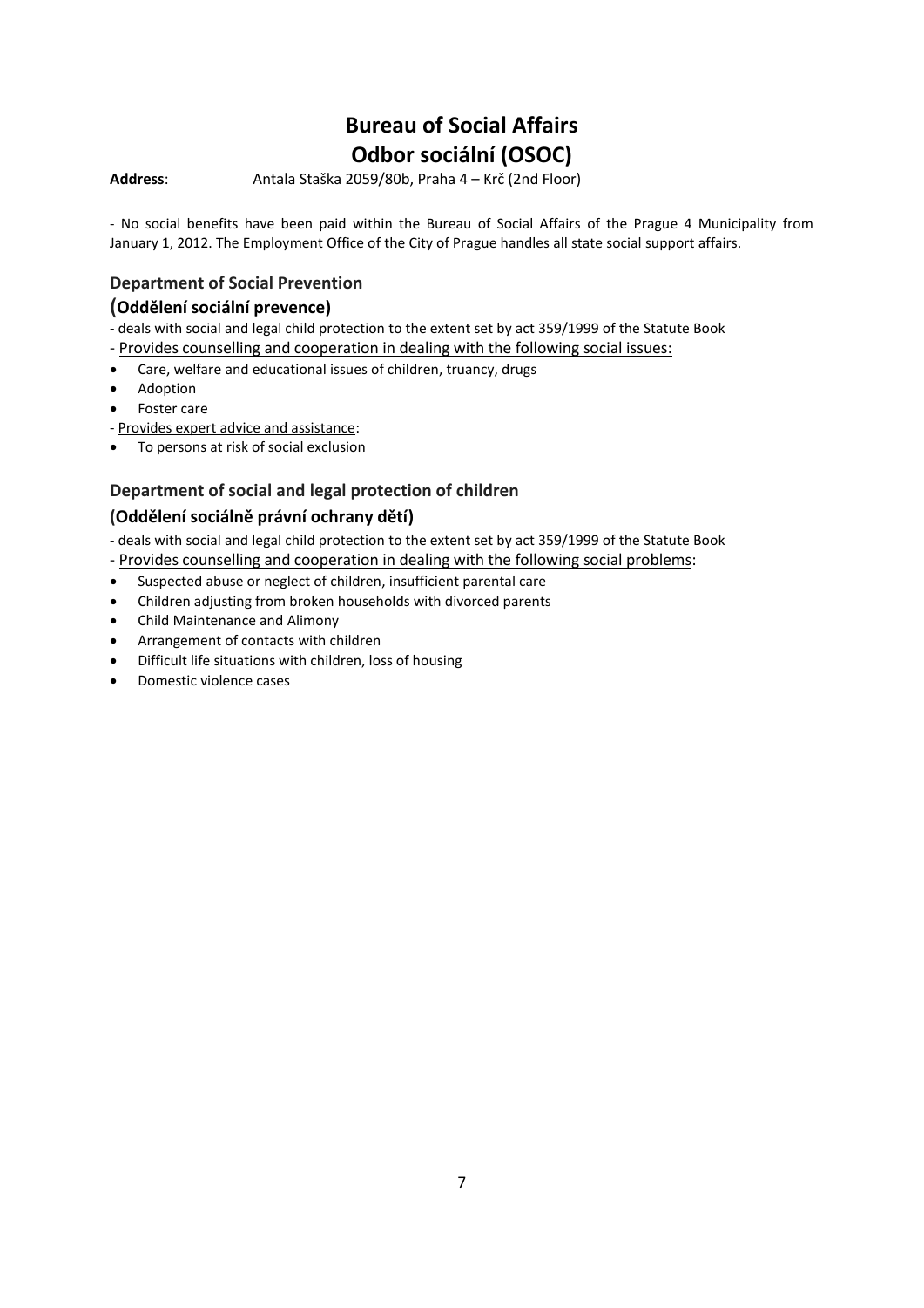# Bureau of Social Affairs
# Odbor sociální (OSOC)

**Address**: Antala Staška 2059/80b, Praha 4 – Krč (2nd Floor)

- No social benefits have been paid within the Bureau of Social Affairs of the Prague 4 Municipality from January 1, 2012. The Employment Office of the City of Prague handles all state social support affairs.

### Department of Social Prevention

### (Oddělení sociální prevence)

- deals with social and legal child protection to the extent set by act 359/1999 of the Statute Book
- Provides counselling and cooperation in dealing with the following social issues:

- Care, welfare and educational issues of children, truancy, drugs
- Adoption
- Foster care

- Provides expert advice and assistance:

- To persons at risk of social exclusion

### Department of social and legal protection of children

### (Oddělení sociálně právní ochrany dětí)

- deals with social and legal child protection to the extent set by act 359/1999 of the Statute Book
- Provides counselling and cooperation in dealing with the following social problems:

- Suspected abuse or neglect of children, insufficient parental care
- Children adjusting from broken households with divorced parents
- Child Maintenance and Alimony
- Arrangement of contacts with children
- Difficult life situations with children, loss of housing
- Domestic violence cases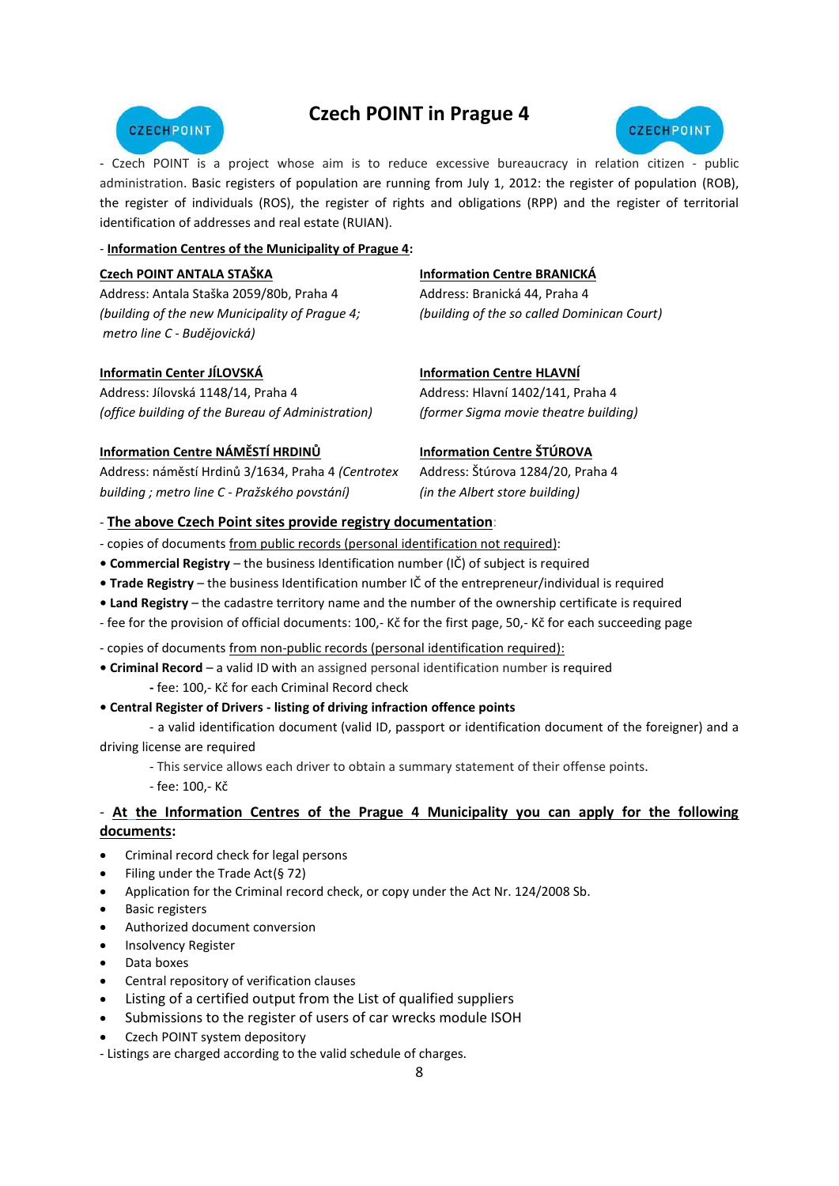# Czech POINT in Prague 4

- Czech POINT is a project whose aim is to reduce excessive bureaucracy in relation citizen - public administration. Basic registers of population are running from July 1, 2012: the register of population (ROB), the register of individuals (ROS), the register of rights and obligations (RPP) and the register of territorial identification of addresses and real estate (RUIAN).

- **Information Centres of the Municipality of Prague 4:**

**Czech POINT ANTALA STAŠKA**
Address: Antala Staška 2059/80b, Praha 4
*(building of the new Municipality of Prague 4; metro line C - Budějovická)*

**Information Centre BRANICKÁ**
Address: Branická 44, Praha 4
*(building of the so called Dominican Court)*

**Informatin Center JÍLOVSKÁ**
Address: Jílovská 1148/14, Praha 4
*(office building of the Bureau of Administration)*

**Information Centre HLAVNÍ**
Address: Hlavní 1402/141, Praha 4
*(former Sigma movie theatre building)*

**Information Centre NÁMĚSTÍ HRDINŮ**
Address: náměstí Hrdinů 3/1634, Praha 4 *(Centrotex building ; metro line C - Pražského povstání)*

**Information Centre ŠTÚROVA**
Address: Štúrova 1284/20, Praha 4
*(in the Albert store building)*

- **The above Czech Point sites provide registry documentation**:

- copies of documents from public records (personal identification not required):
- **Commercial Registry** – the business Identification number (IČ) of subject is required
- **Trade Registry** – the business Identification number IČ of the entrepreneur/individual is required
- **Land Registry** – the cadastre territory name and the number of the ownership certificate is required

- fee for the provision of official documents: 100,- Kč for the first page, 50,- Kč for each succeeding page

- copies of documents from non-public records (personal identification required):
- **Criminal Record** – a valid ID with an assigned personal identification number is required
  - fee: 100,- Kč for each Criminal Record check
- **Central Register of Drivers - listing of driving infraction offence points**
  - a valid identification document (valid ID, passport or identification document of the foreigner) and a driving license are required
  - This service allows each driver to obtain a summary statement of their offense points.
  - fee: 100,- Kč

- **At the Information Centres of the Prague 4 Municipality you can apply for the following documents:**

- Criminal record check for legal persons
- Filing under the Trade Act(§ 72)
- Application for the Criminal record check, or copy under the Act Nr. 124/2008 Sb.
- Basic registers
- Authorized document conversion
- Insolvency Register
- Data boxes
- Central repository of verification clauses
- Listing of a certified output from the List of qualified suppliers
- Submissions to the register of users of car wrecks module ISOH
- Czech POINT system depository

- Listings are charged according to the valid schedule of charges.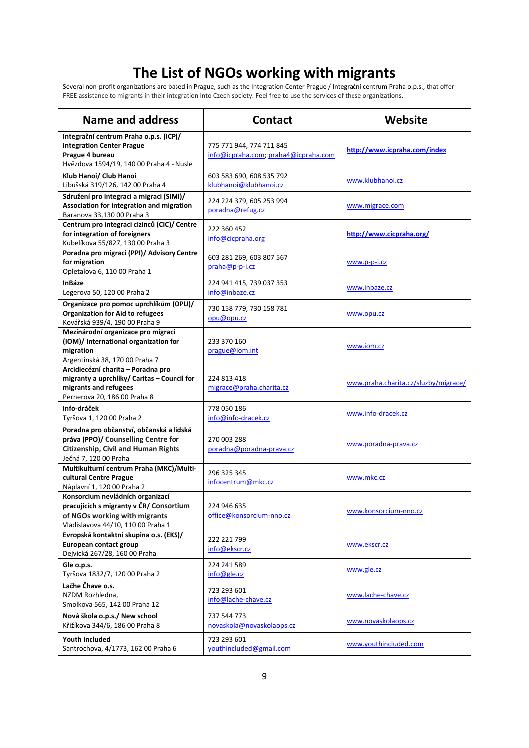# The List of NGOs working with migrants

Several non-profit organizations are based in Prague, such as the Integration Center Prague / Integrační centrum Praha o.p.s., that offer FREE assistance to migrants in their integration into Czech society. Feel free to use the services of these organizations.

| Name and address | Contact | Website |
|---|---|---|
| **Integrační centrum Praha o.p.s. (ICP)/ Integration Center Prague Prague 4 bureau** Hvězdova 1594/19, 140 00 Praha 4 - Nusle | 775 771 944, 774 711 845 info@icpraha.com; praha4@icpraha.com | **http://www.icpraha.com/index** |
| **Klub Hanoi/ Club Hanoi** Libušská 319/126, 142 00 Praha 4 | 603 583 690, 608 535 792 klubhanoi@klubhanoi.cz | www.klubhanoi.cz |
| **Sdružení pro integraci a migraci (SIMI)/ Association for integration and migration** Baranova 33,130 00 Praha 3 | 224 224 379, 605 253 994 poradna@refug.cz | www.migrace.com |
| **Centrum pro integraci cizinců (CIC)/ Centre for integration of foreigners** Kubelíkova 55/827, 130 00 Praha 3 | 222 360 452 info@cicpraha.org | **http://www.cicpraha.org/** |
| **Poradna pro migraci (PPI)/ Advisory Centre for migration** Opletalova 6, 110 00 Praha 1 | 603 281 269, 603 807 567 praha@p-p-i.cz | www.p-p-i.cz |
| **InBáze** Legerova 50, 120 00 Praha 2 | 224 941 415, 739 037 353 info@inbaze.cz | www.inbaze.cz |
| **Organizace pro pomoc uprchlíkům (OPU)/ Organization for Aid to refugees** Kovářská 939/4, 190 00 Praha 9 | 730 158 779, 730 158 781 opu@opu.cz | www.opu.cz |
| **Mezinárodní organizace pro migraci (IOM)/ International organization for migration** Argentinská 38, 170 00 Praha 7 | 233 370 160 prague@iom.int | www.iom.cz |
| **Arcidiecézní charita – Poradna pro migranty a uprchlíky/ Caritas – Council for migrants and refugees** Pernerova 20, 186 00 Praha 8 | 224 813 418 migrace@praha.charita.cz | www.praha.charita.cz/sluzby/migrace/ |
| **Info-dráček** Tyršova 1, 120 00 Praha 2 | 778 050 186 info@info-dracek.cz | www.info-dracek.cz |
| **Poradna pro občanství, občanská a lidská práva (PPO)/ Counselling Centre for Citizenship, Civil and Human Rights** Ječná 7, 120 00 Praha | 270 003 288 poradna@poradna-prava.cz | www.poradna-prava.cz |
| **Multikulturní centrum Praha (MKC)/Multi-cultural Centre Prague** Náplavní 1, 120 00 Praha 2 | 296 325 345 infocentrum@mkc.cz | www.mkc.cz |
| **Konsorcium nevládních organizací pracujících s migranty v ČR/ Consortium of NGOs working with migrants** Vladislavova 44/10, 110 00 Praha 1 | 224 946 635 office@konsorcium-nno.cz | www.konsorcium-nno.cz |
| **Evropská kontaktní skupina o.s. (EKS)/ European contact group** Dejvická 267/28, 160 00 Praha | 222 221 799 info@ekscr.cz | www.ekscr.cz |
| **Gle o.p.s.** Tyršova 1832/7, 120 00 Praha 2 | 224 241 589 info@gle.cz | www.gle.cz |
| **Lačhe Čhave o.s.** NZDM Rozhledna, Smolkova 565, 142 00 Praha 12 | 723 293 601 info@lache-chave.cz | www.lache-chave.cz |
| **Nová škola o.p.s./ New school** Křižíkova 344/6, 186 00 Praha 8 | 737 544 773 novaskola@novaskolaops.cz | www.novaskolaops.cz |
| **Youth Included** Santrochova, 4/1773, 162 00 Praha 6 | 723 293 601 youthincluded@gmail.com | www.youthincluded.com |